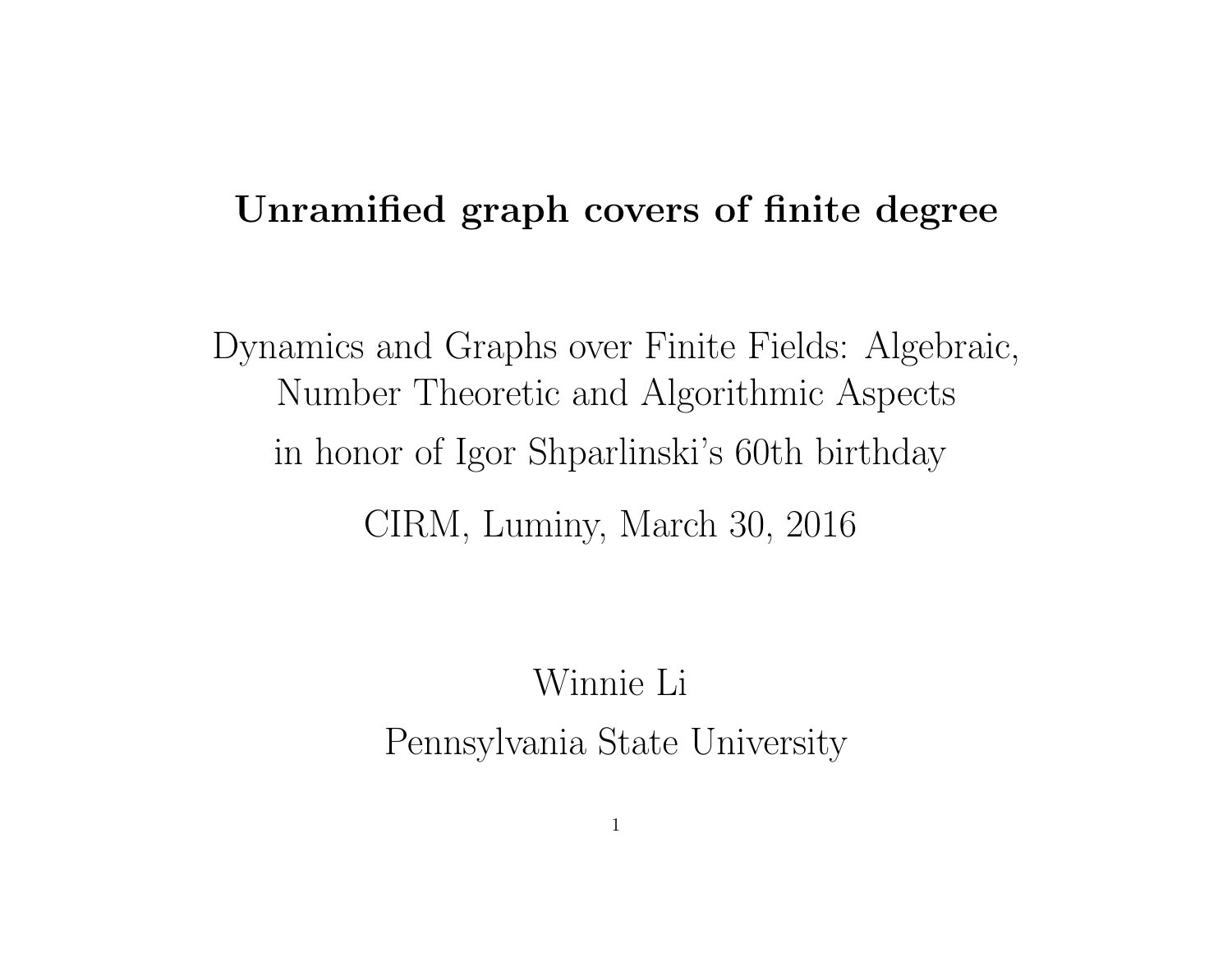# Unramified graph covers of finite degree

Dynamics and Graphs over Finite Fields: Algebraic, Number Theoretic and Algorithmic Aspects

in honor of Igor Shparlinski's 60th birthday

CIRM, Luminy, March 30, 2016

Winnie Li

Pennsylvania State University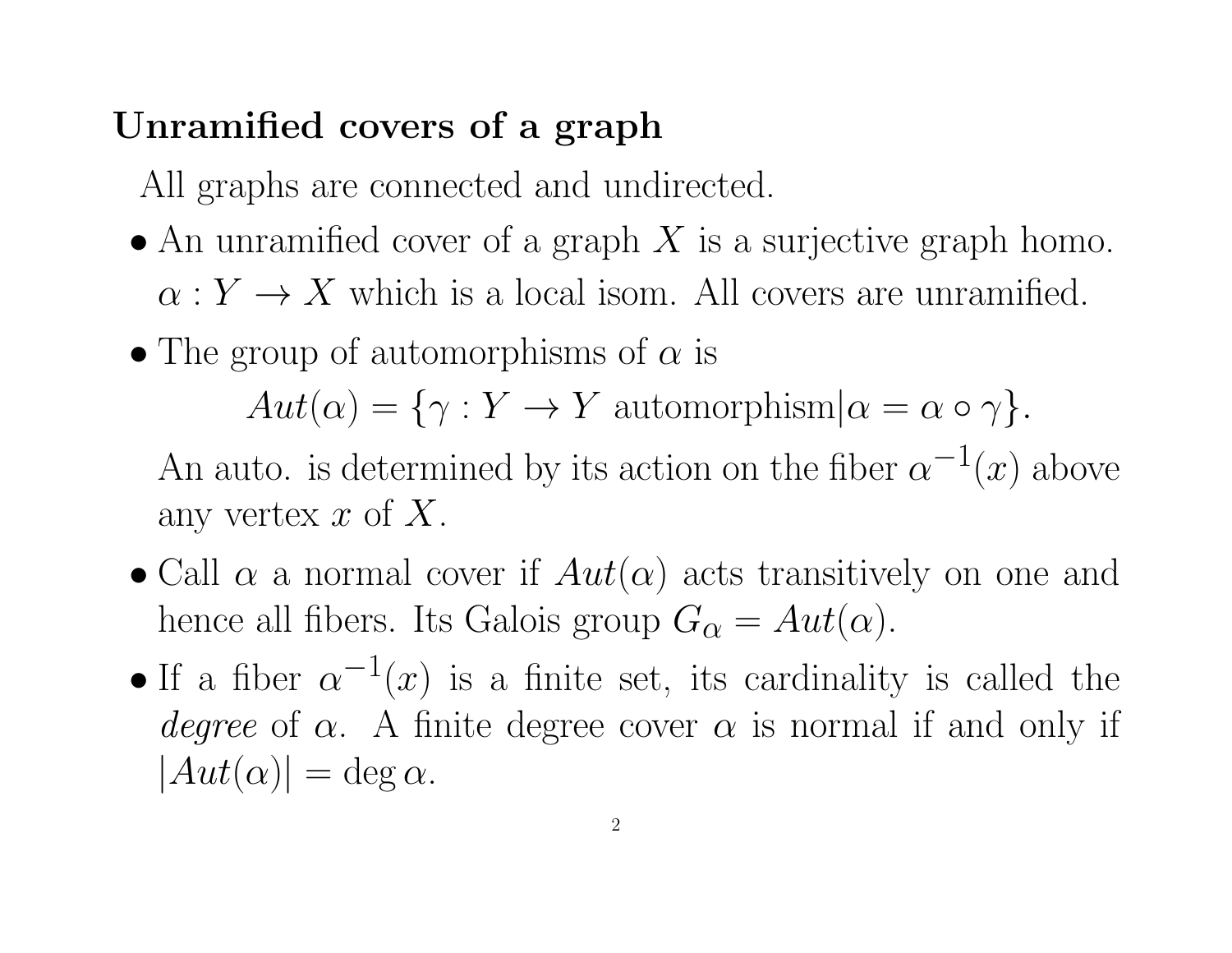## Unramified covers of a graph

All graphs are connected and undirected.

- An unramified cover of a graph $X$ is a surjective graph homo. $\alpha : Y \to X$ which is a local isom. All covers are unramified.
- The group of automorphisms of $\alpha$ is
$$Aut(\alpha) = \{\gamma : Y \to Y \text{ automorphism} | \alpha = \alpha \circ \gamma\}.$$
An auto. is determined by its action on the fiber $\alpha^{-1}(x)$ above any vertex $x$ of $X$.
- Call $\alpha$ a normal cover if $Aut(\alpha)$ acts transitively on one and hence all fibers. Its Galois group $G_\alpha = Aut(\alpha)$.
- If a fiber $\alpha^{-1}(x)$ is a finite set, its cardinality is called the *degree* of $\alpha$. A finite degree cover $\alpha$ is normal if and only if $|Aut(\alpha)| = \deg \alpha$.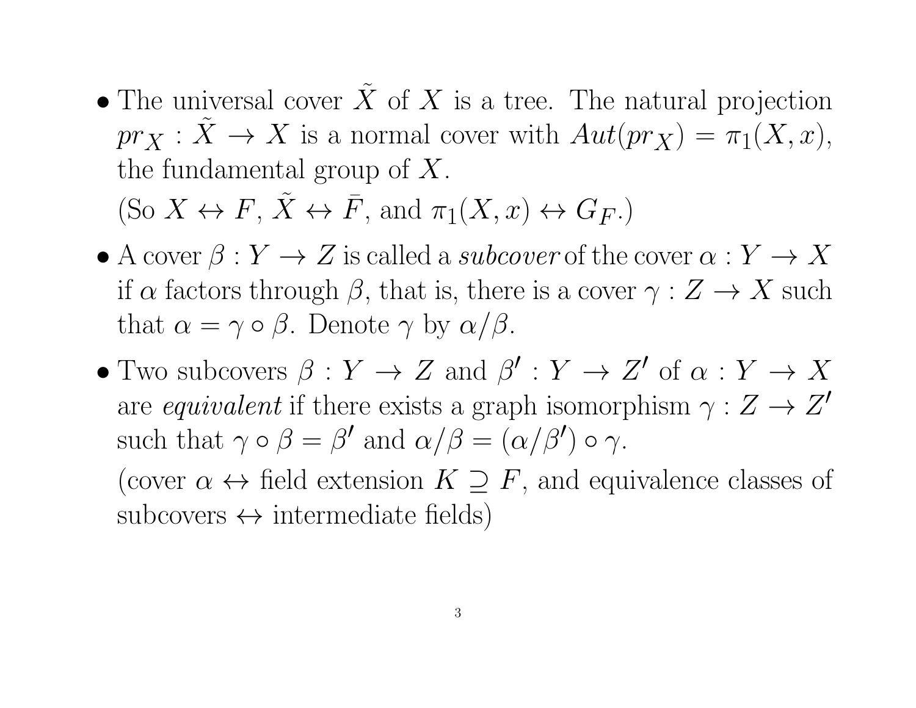- The universal cover $\tilde{X}$ of $X$ is a tree. The natural projection $pr_X : \tilde{X} \to X$ is a normal cover with $Aut(pr_X) = \pi_1(X, x)$, the fundamental group of $X$.

  (So $X \leftrightarrow F$, $\tilde{X} \leftrightarrow \bar{F}$, and $\pi_1(X, x) \leftrightarrow G_F$.)

- A cover $\beta : Y \to Z$ is called a *subcover* of the cover $\alpha : Y \to X$ if $\alpha$ factors through $\beta$, that is, there is a cover $\gamma : Z \to X$ such that $\alpha = \gamma \circ \beta$. Denote $\gamma$ by $\alpha/\beta$.

- Two subcovers $\beta : Y \to Z$ and $\beta' : Y \to Z'$ of $\alpha : Y \to X$ are *equivalent* if there exists a graph isomorphism $\gamma : Z \to Z'$ such that $\gamma \circ \beta = \beta'$ and $\alpha/\beta = (\alpha/\beta') \circ \gamma$.

  (cover $\alpha \leftrightarrow$ field extension $K \supseteq F$, and equivalence classes of subcovers $\leftrightarrow$ intermediate fields)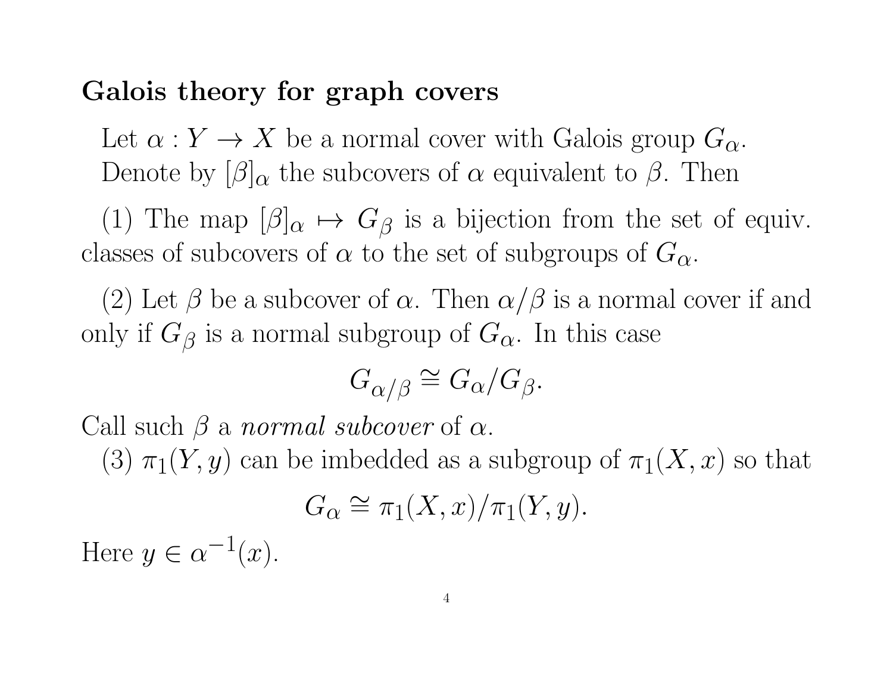## Galois theory for graph covers

Let $\alpha : Y \to X$ be a normal cover with Galois group $G_\alpha$. Denote by $[\beta]_\alpha$ the subcovers of $\alpha$ equivalent to $\beta$. Then

(1) The map $[\beta]_\alpha \mapsto G_\beta$ is a bijection from the set of equiv. classes of subcovers of $\alpha$ to the set of subgroups of $G_\alpha$.

(2) Let $\beta$ be a subcover of $\alpha$. Then $\alpha/\beta$ is a normal cover if and only if $G_\beta$ is a normal subgroup of $G_\alpha$. In this case

$$G_{\alpha/\beta} \cong G_\alpha / G_\beta.$$

Call such $\beta$ a *normal subcover* of $\alpha$.

(3) $\pi_1(Y, y)$ can be imbedded as a subgroup of $\pi_1(X, x)$ so that

$$G_\alpha \cong \pi_1(X, x)/\pi_1(Y, y).$$

Here $y \in \alpha^{-1}(x)$.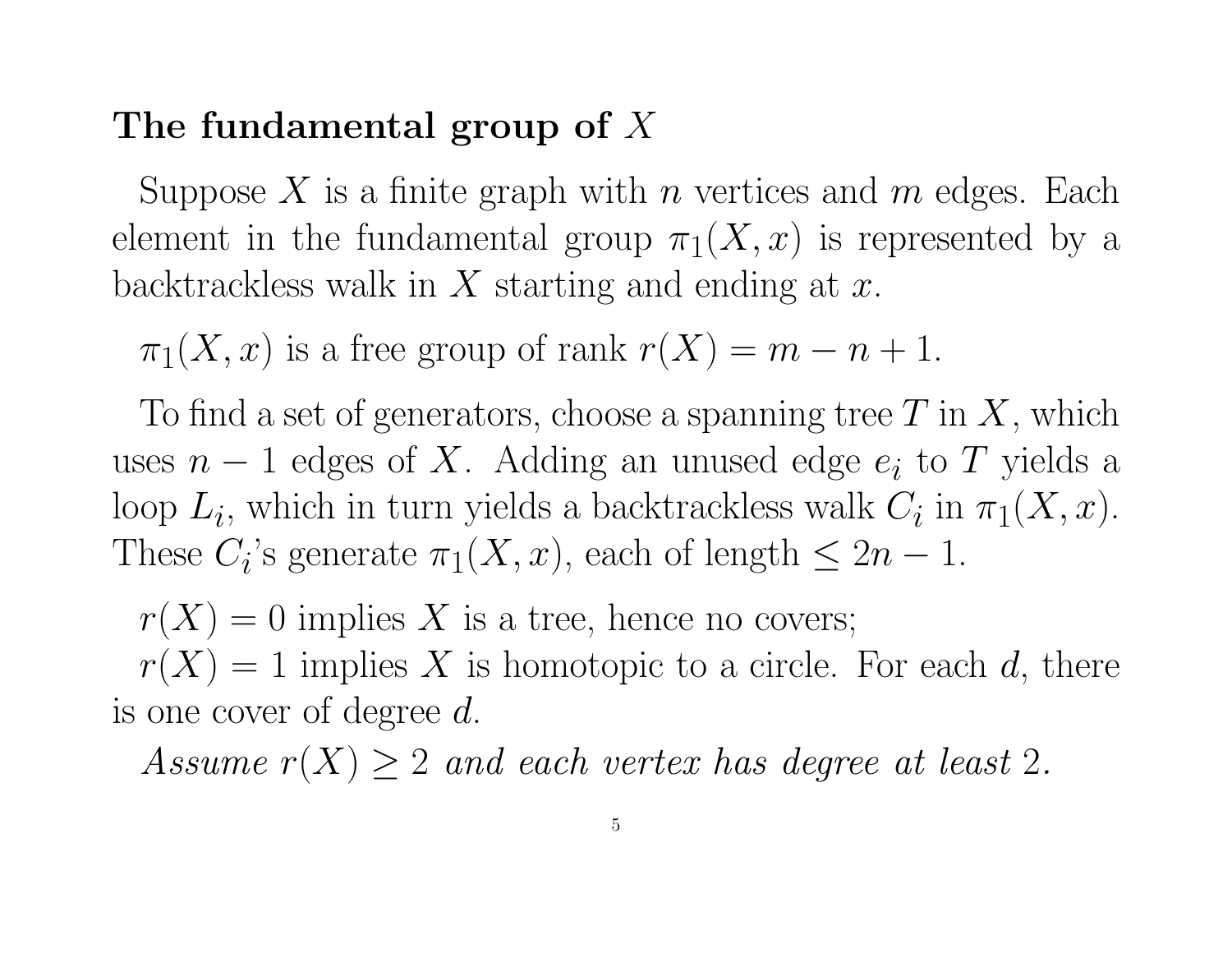## The fundamental group of $X$

Suppose $X$ is a finite graph with $n$ vertices and $m$ edges. Each element in the fundamental group $\pi_1(X, x)$ is represented by a backtrackless walk in $X$ starting and ending at $x$.

$\pi_1(X, x)$ is a free group of rank $r(X) = m - n + 1$.

To find a set of generators, choose a spanning tree $T$ in $X$, which uses $n - 1$ edges of $X$. Adding an unused edge $e_i$ to $T$ yields a loop $L_i$, which in turn yields a backtrackless walk $C_i$ in $\pi_1(X, x)$. These $C_i$'s generate $\pi_1(X, x)$, each of length $\leq 2n - 1$.

$r(X) = 0$ implies $X$ is a tree, hence no covers;
$r(X) = 1$ implies $X$ is homotopic to a circle. For each $d$, there is one cover of degree $d$.

*Assume $r(X) \geq 2$ and each vertex has degree at least 2.*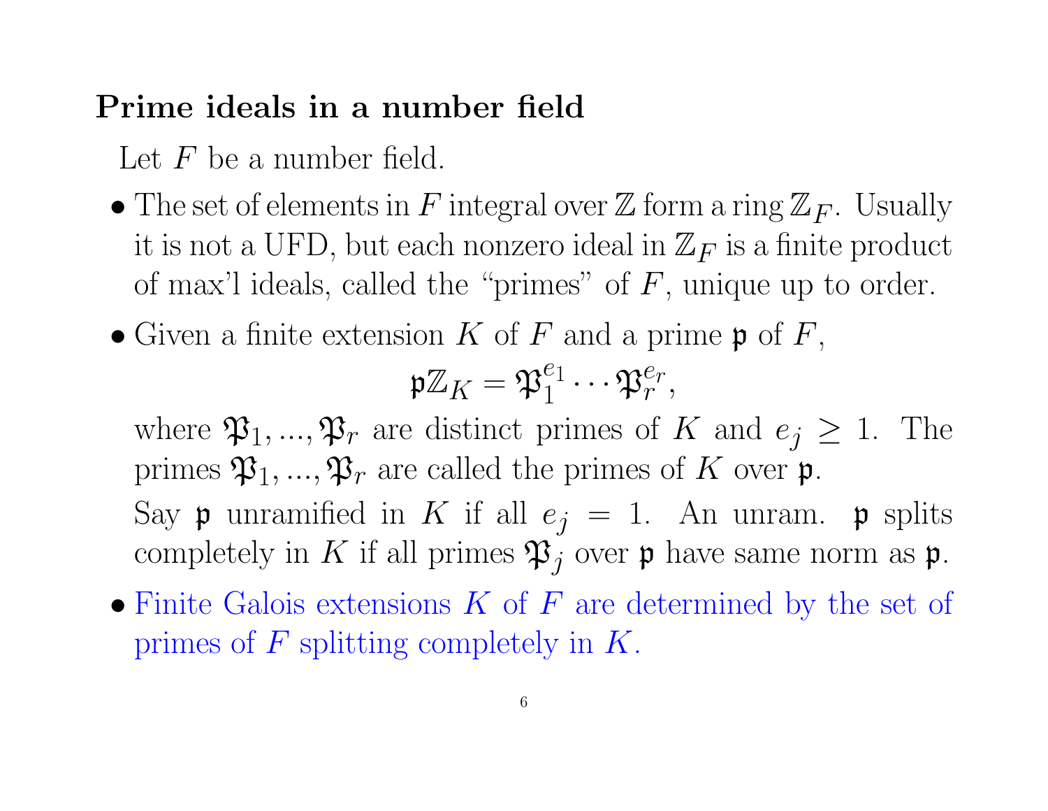## Prime ideals in a number field

Let $F$ be a number field.

- The set of elements in $F$ integral over $\mathbb{Z}$ form a ring $\mathbb{Z}_F$. Usually it is not a UFD, but each nonzero ideal in $\mathbb{Z}_F$ is a finite product of max'l ideals, called the "primes" of $F$, unique up to order.
- Given a finite extension $K$ of $F$ and a prime $\mathfrak{p}$ of $F$,
$$\mathfrak{p}\mathbb{Z}_K = \mathfrak{P}_1^{e_1} \cdots \mathfrak{P}_r^{e_r},$$
where $\mathfrak{P}_1, ..., \mathfrak{P}_r$ are distinct primes of $K$ and $e_j \geq 1$. The primes $\mathfrak{P}_1, ..., \mathfrak{P}_r$ are called the primes of $K$ over $\mathfrak{p}$.
Say $\mathfrak{p}$ unramified in $K$ if all $e_j = 1$. An unram. $\mathfrak{p}$ splits completely in $K$ if all primes $\mathfrak{P}_j$ over $\mathfrak{p}$ have same norm as $\mathfrak{p}$.
- Finite Galois extensions $K$ of $F$ are determined by the set of primes of $F$ splitting completely in $K$.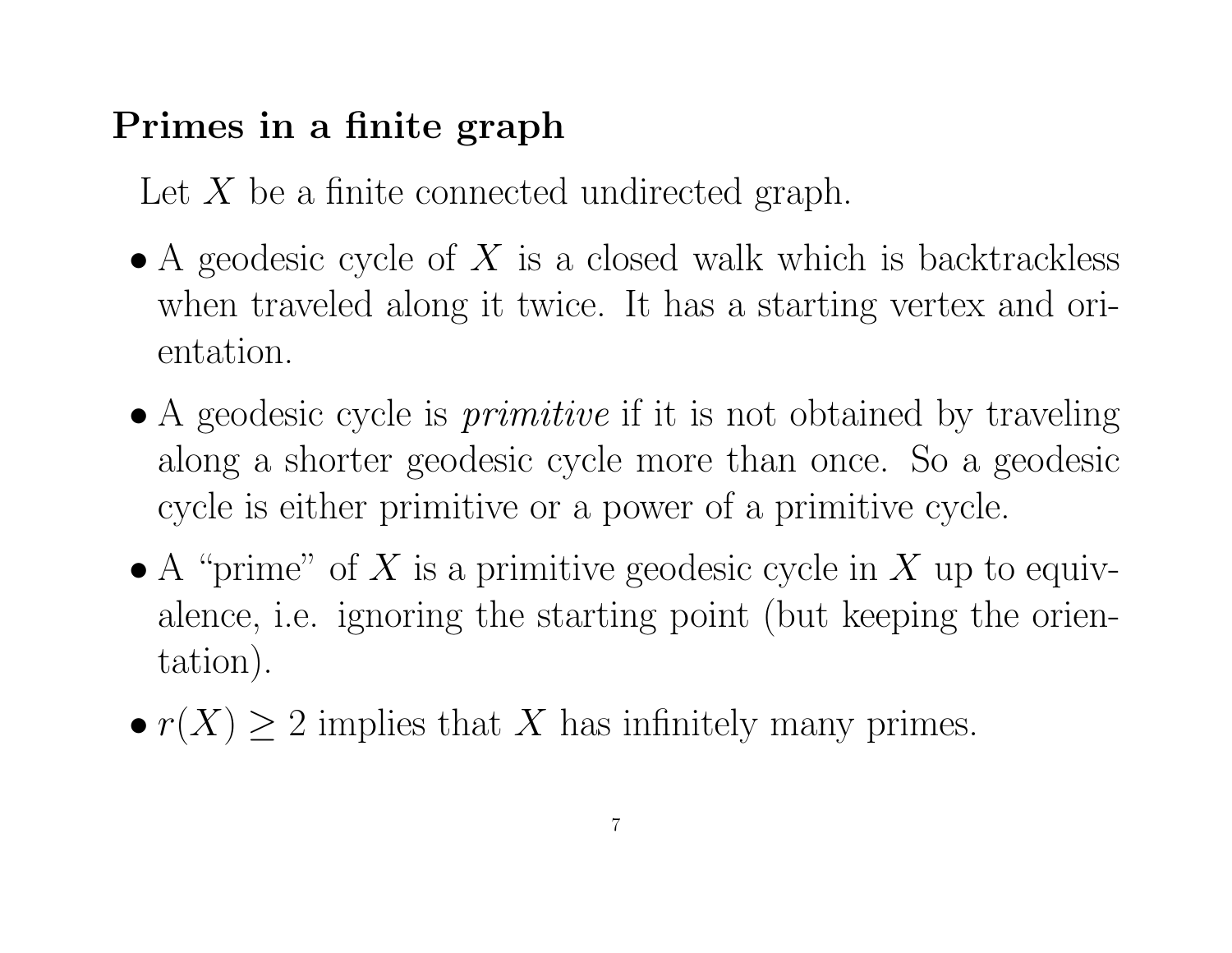## Primes in a finite graph

Let $X$ be a finite connected undirected graph.

- A geodesic cycle of $X$ is a closed walk which is backtrackless when traveled along it twice. It has a starting vertex and orientation.
- A geodesic cycle is *primitive* if it is not obtained by traveling along a shorter geodesic cycle more than once. So a geodesic cycle is either primitive or a power of a primitive cycle.
- A "prime" of $X$ is a primitive geodesic cycle in $X$ up to equivalence, i.e. ignoring the starting point (but keeping the orientation).
- $r(X) \geq 2$ implies that $X$ has infinitely many primes.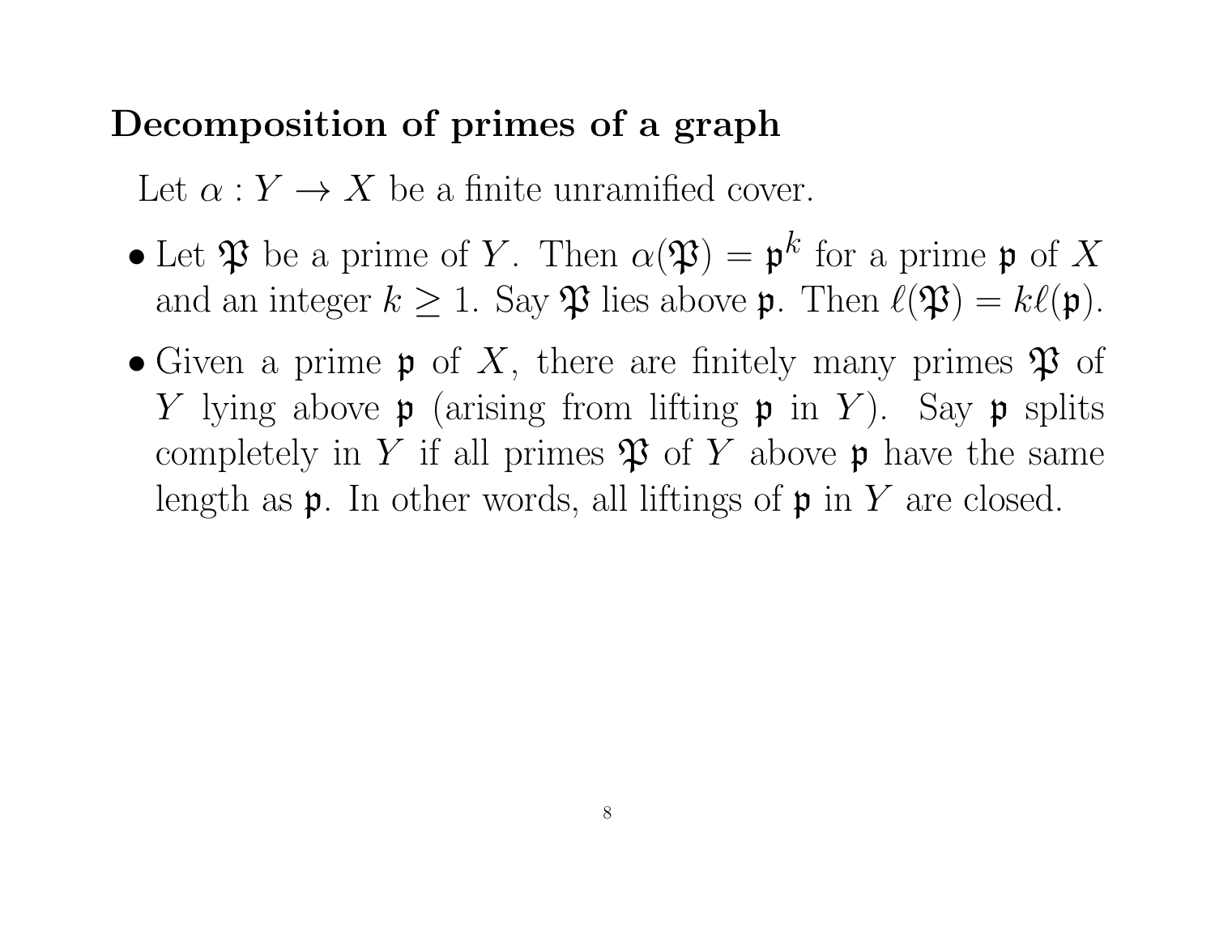## Decomposition of primes of a graph

Let $\alpha : Y \to X$ be a finite unramified cover.

- Let $\mathfrak{P}$ be a prime of $Y$. Then $\alpha(\mathfrak{P}) = \mathfrak{p}^k$ for a prime $\mathfrak{p}$ of $X$ and an integer $k \geq 1$. Say $\mathfrak{P}$ lies above $\mathfrak{p}$. Then $\ell(\mathfrak{P}) = k\ell(\mathfrak{p})$.
- Given a prime $\mathfrak{p}$ of $X$, there are finitely many primes $\mathfrak{P}$ of $Y$ lying above $\mathfrak{p}$ (arising from lifting $\mathfrak{p}$ in $Y$). Say $\mathfrak{p}$ splits completely in $Y$ if all primes $\mathfrak{P}$ of $Y$ above $\mathfrak{p}$ have the same length as $\mathfrak{p}$. In other words, all liftings of $\mathfrak{p}$ in $Y$ are closed.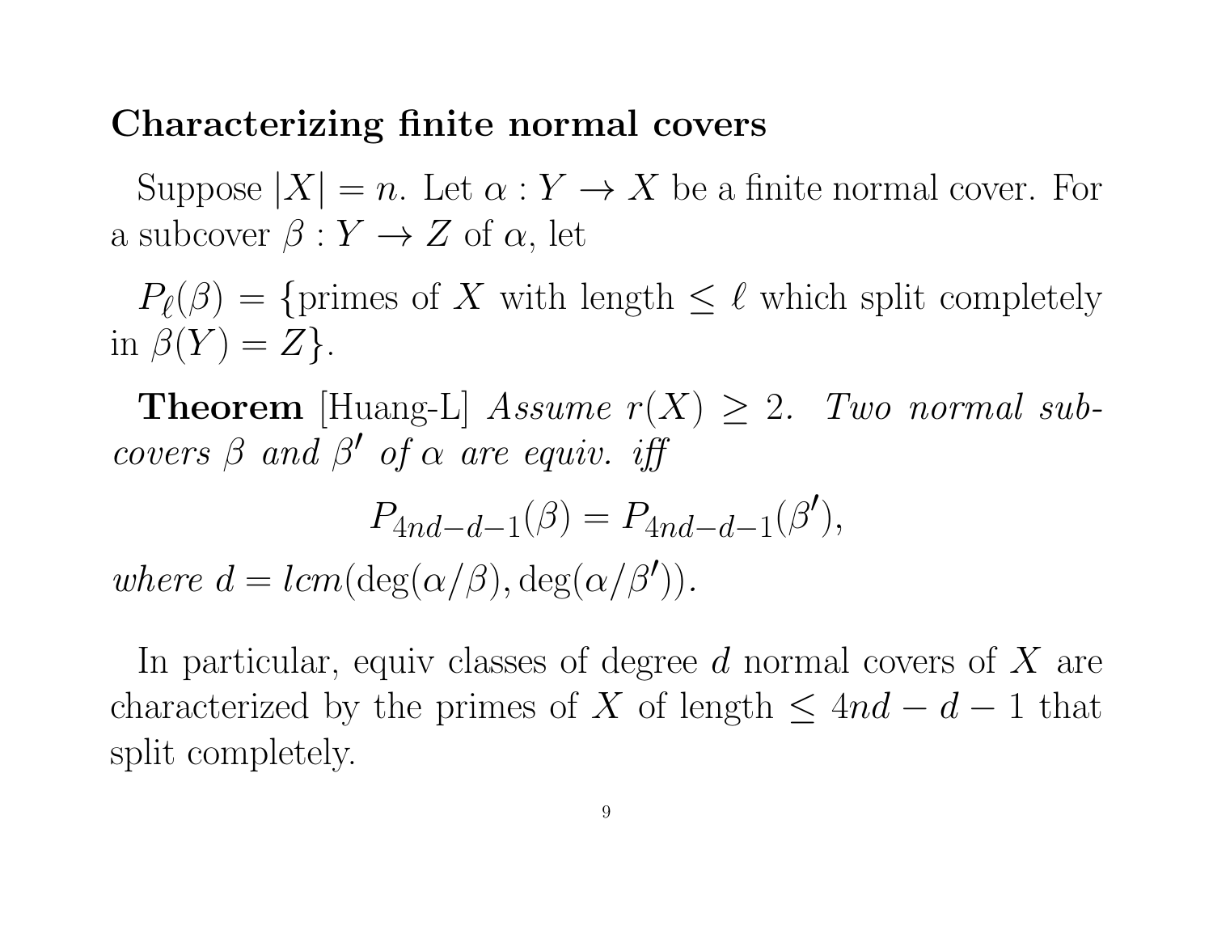## Characterizing finite normal covers

Suppose $|X| = n$. Let $\alpha : Y \to X$ be a finite normal cover. For a subcover $\beta : Y \to Z$ of $\alpha$, let

$P_\ell(\beta) = \{$primes of $X$ with length $\leq \ell$ which split completely in $\beta(Y) = Z\}$.

**Theorem** [Huang-L] *Assume $r(X) \geq 2$. Two normal subcovers $\beta$ and $\beta'$ of $\alpha$ are equiv. iff*

$$P_{4nd-d-1}(\beta) = P_{4nd-d-1}(\beta'),$$

*where $d = lcm(\deg(\alpha/\beta), \deg(\alpha/\beta'))$.*

In particular, equiv classes of degree $d$ normal covers of $X$ are characterized by the primes of $X$ of length $\leq 4nd - d - 1$ that split completely.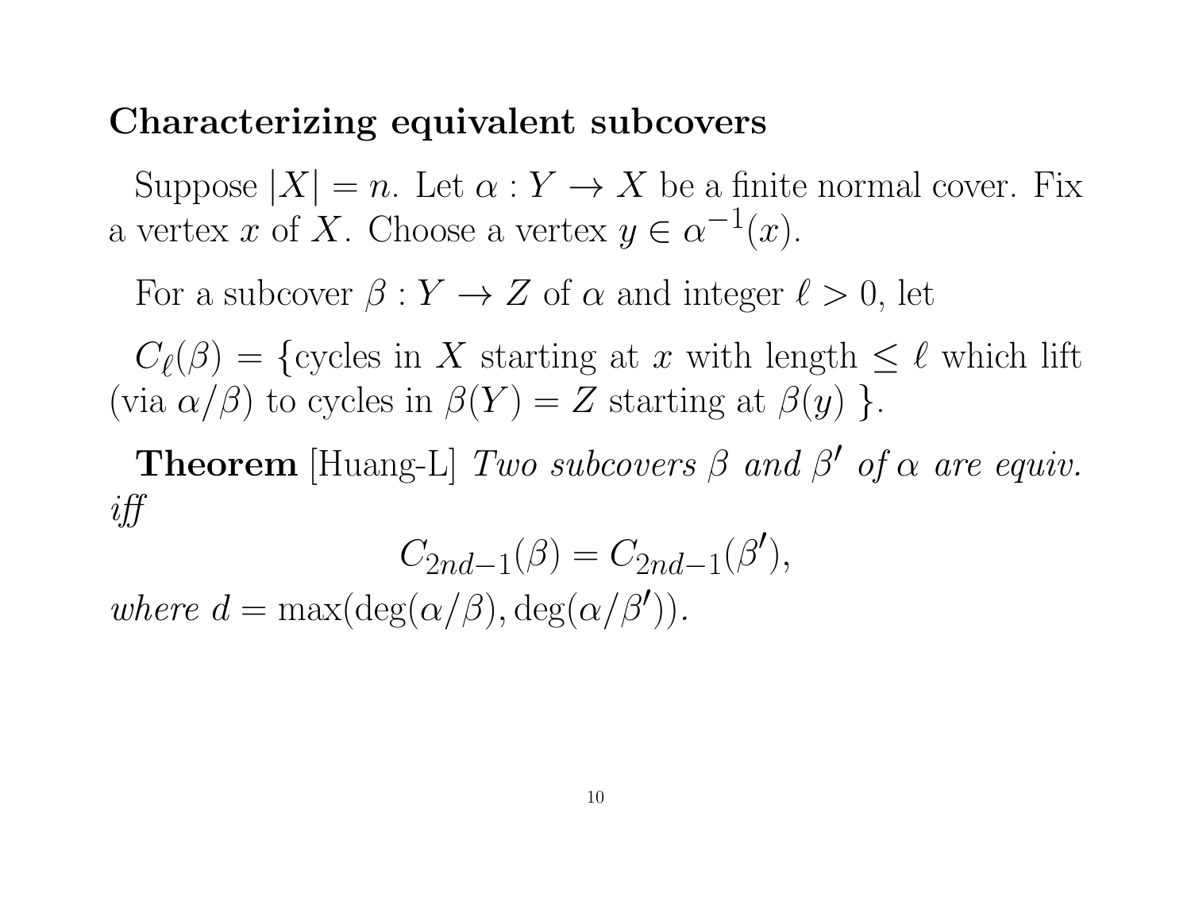## Characterizing equivalent subcovers

Suppose $|X| = n$. Let $\alpha : Y \to X$ be a finite normal cover. Fix a vertex $x$ of $X$. Choose a vertex $y \in \alpha^{-1}(x)$.

For a subcover $\beta : Y \to Z$ of $\alpha$ and integer $\ell > 0$, let

$C_\ell(\beta) = \{$cycles in $X$ starting at $x$ with length $\leq \ell$ which lift (via $\alpha/\beta$) to cycles in $\beta(Y) = Z$ starting at $\beta(y)$ $\}$.

**Theorem** [Huang-L] *Two subcovers $\beta$ and $\beta'$ of $\alpha$ are equiv. iff*

$$C_{2nd-1}(\beta) = C_{2nd-1}(\beta'),$$

*where* $d = \max(\deg(\alpha/\beta), \deg(\alpha/\beta'))$.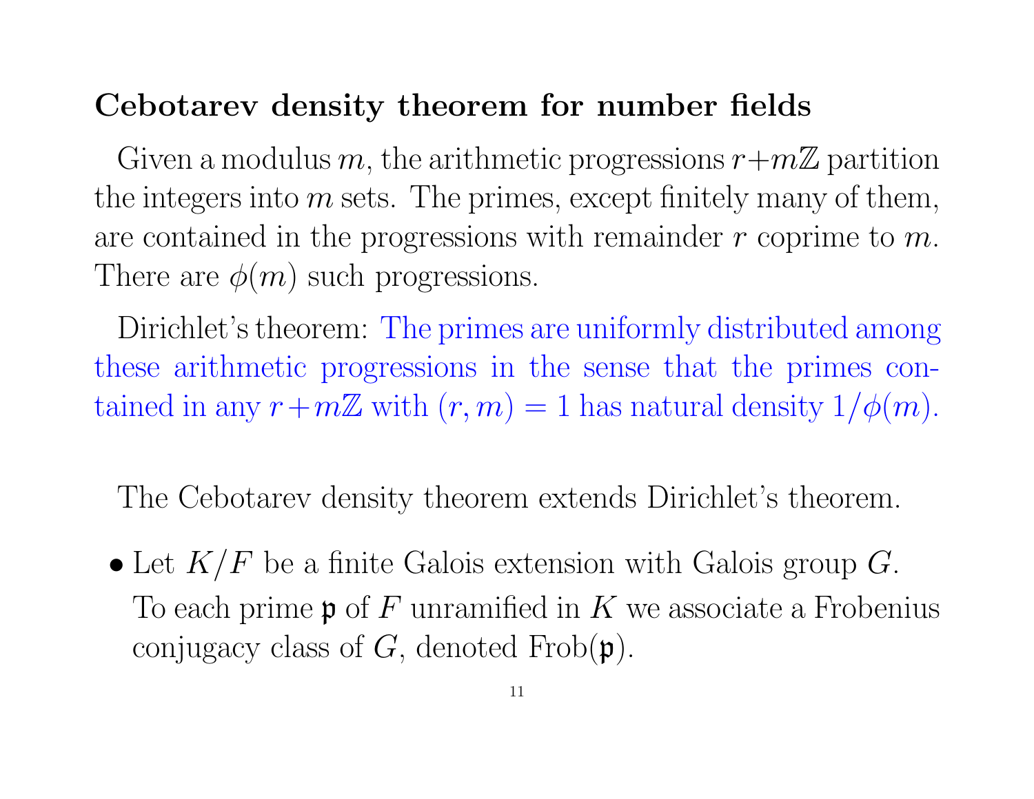## Cebotarev density theorem for number fields

Given a modulus $m$, the arithmetic progressions $r + m\mathbb{Z}$ partition the integers into $m$ sets. The primes, except finitely many of them, are contained in the progressions with remainder $r$ coprime to $m$. There are $\phi(m)$ such progressions.

Dirichlet's theorem: The primes are uniformly distributed among these arithmetic progressions in the sense that the primes contained in any $r + m\mathbb{Z}$ with $(r, m) = 1$ has natural density $1/\phi(m)$.

The Cebotarev density theorem extends Dirichlet's theorem.

- Let $K/F$ be a finite Galois extension with Galois group $G$. To each prime $\mathfrak{p}$ of $F$ unramified in $K$ we associate a Frobenius conjugacy class of $G$, denoted $\mathrm{Frob}(\mathfrak{p})$.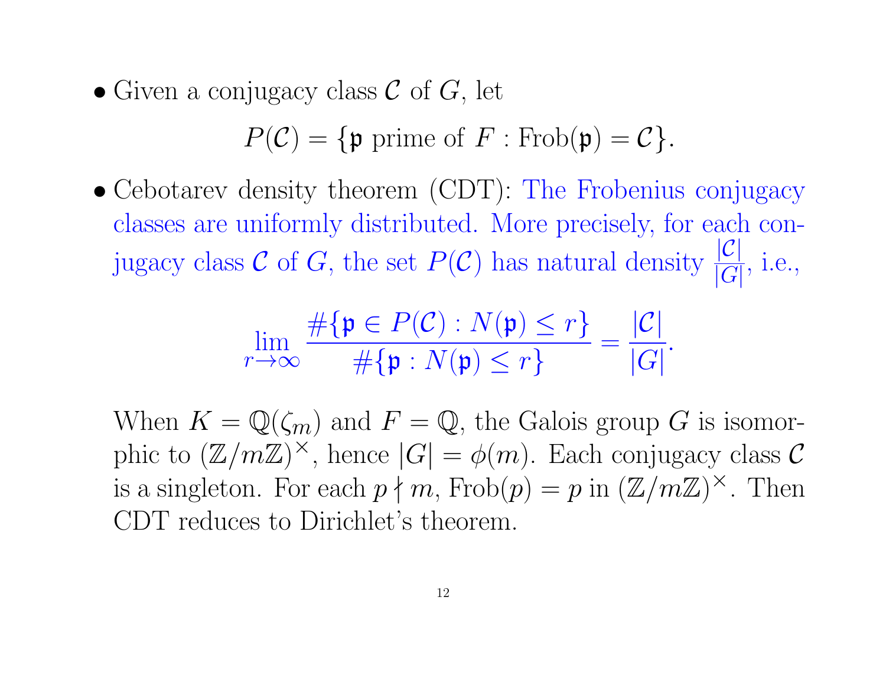- Given a conjugacy class $\mathcal{C}$ of $G$, let

$$P(\mathcal{C}) = \{\mathfrak{p} \text{ prime of } F : \mathrm{Frob}(\mathfrak{p}) = \mathcal{C}\}.$$

- Cebotarev density theorem (CDT): The Frobenius conjugacy classes are uniformly distributed. More precisely, for each conjugacy class $\mathcal{C}$ of $G$, the set $P(\mathcal{C})$ has natural density $\frac{|\mathcal{C}|}{|G|}$, i.e.,

$$\lim_{r \to \infty} \frac{\#\{\mathfrak{p} \in P(\mathcal{C}) : N(\mathfrak{p}) \leq r\}}{\#\{\mathfrak{p} : N(\mathfrak{p}) \leq r\}} = \frac{|\mathcal{C}|}{|G|}.$$

  When $K = \mathbb{Q}(\zeta_m)$ and $F = \mathbb{Q}$, the Galois group $G$ is isomorphic to $(\mathbb{Z}/m\mathbb{Z})^\times$, hence $|G| = \phi(m)$. Each conjugacy class $\mathcal{C}$ is a singleton. For each $p \nmid m$, $\mathrm{Frob}(p) = p$ in $(\mathbb{Z}/m\mathbb{Z})^\times$. Then CDT reduces to Dirichlet's theorem.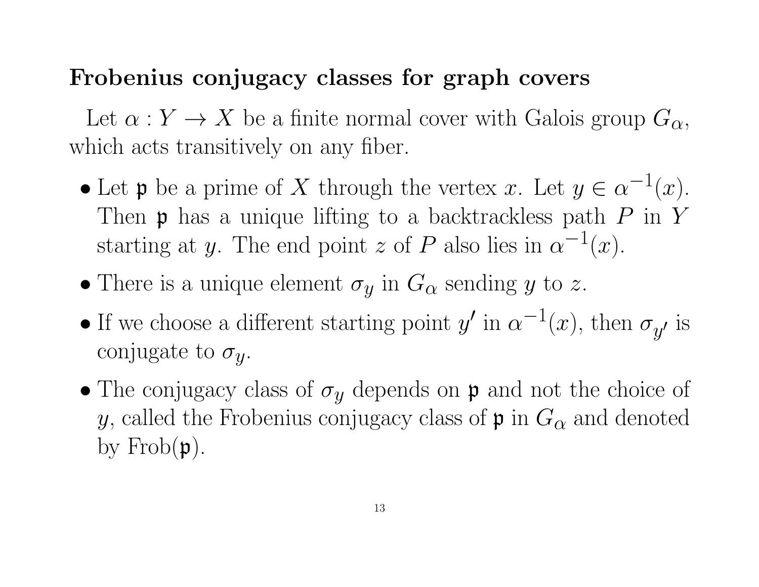## Frobenius conjugacy classes for graph covers

Let $\alpha : Y \to X$ be a finite normal cover with Galois group $G_\alpha$, which acts transitively on any fiber.

- Let $\mathfrak{p}$ be a prime of $X$ through the vertex $x$. Let $y \in \alpha^{-1}(x)$. Then $\mathfrak{p}$ has a unique lifting to a backtrackless path $P$ in $Y$ starting at $y$. The end point $z$ of $P$ also lies in $\alpha^{-1}(x)$.
- There is a unique element $\sigma_y$ in $G_\alpha$ sending $y$ to $z$.
- If we choose a different starting point $y'$ in $\alpha^{-1}(x)$, then $\sigma_{y'}$ is conjugate to $\sigma_y$.
- The conjugacy class of $\sigma_y$ depends on $\mathfrak{p}$ and not the choice of $y$, called the Frobenius conjugacy class of $\mathfrak{p}$ in $G_\alpha$ and denoted by $\mathrm{Frob}(\mathfrak{p})$.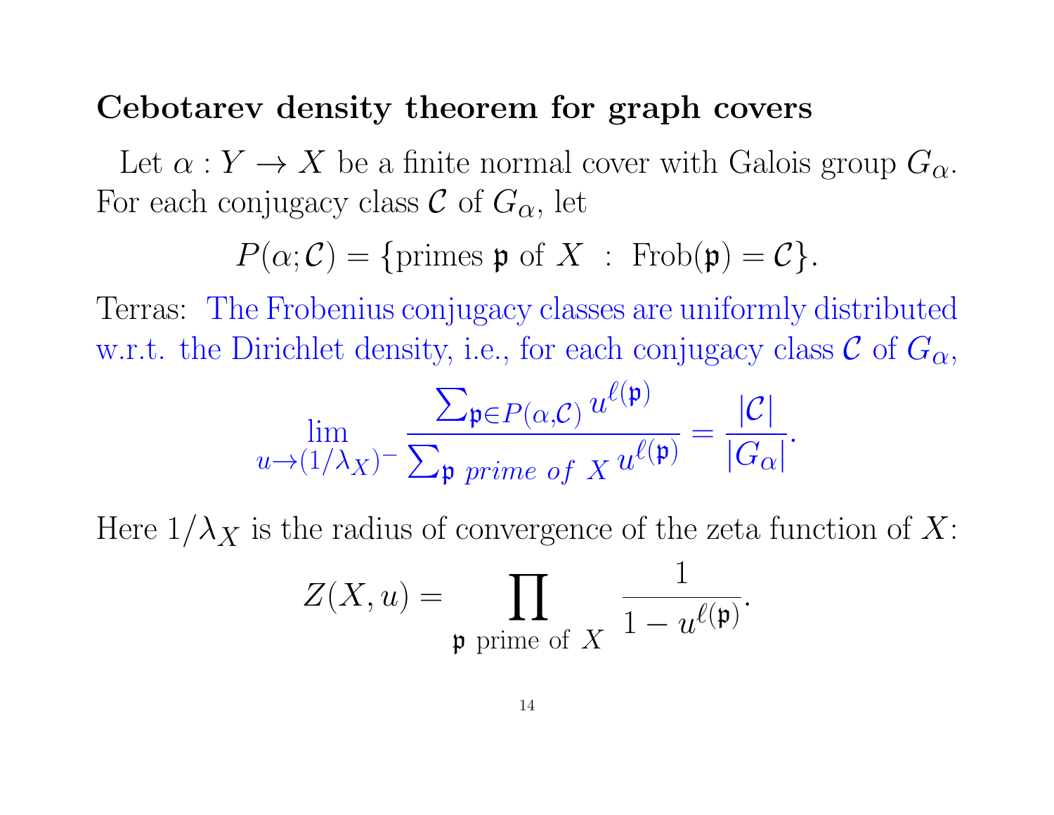## Cebotarev density theorem for graph covers

Let $\alpha : Y \to X$ be a finite normal cover with Galois group $G_\alpha$. For each conjugacy class $\mathcal{C}$ of $G_\alpha$, let

$$P(\alpha; \mathcal{C}) = \{\text{primes } \mathfrak{p} \text{ of } X \ : \ \text{Frob}(\mathfrak{p}) = \mathcal{C}\}.$$

Terras: The Frobenius conjugacy classes are uniformly distributed w.r.t. the Dirichlet density, i.e., for each conjugacy class $\mathcal{C}$ of $G_\alpha$,

$$\lim_{u \to (1/\lambda_X)^-} \frac{\sum_{\mathfrak{p} \in P(\alpha, \mathcal{C})} u^{\ell(\mathfrak{p})}}{\sum_{\mathfrak{p} \textit{ prime of } X} u^{\ell(\mathfrak{p})}} = \frac{|\mathcal{C}|}{|G_\alpha|}.$$

Here $1/\lambda_X$ is the radius of convergence of the zeta function of $X$:

$$Z(X, u) = \prod_{\mathfrak{p} \text{ prime of } X} \frac{1}{1 - u^{\ell(\mathfrak{p})}}.$$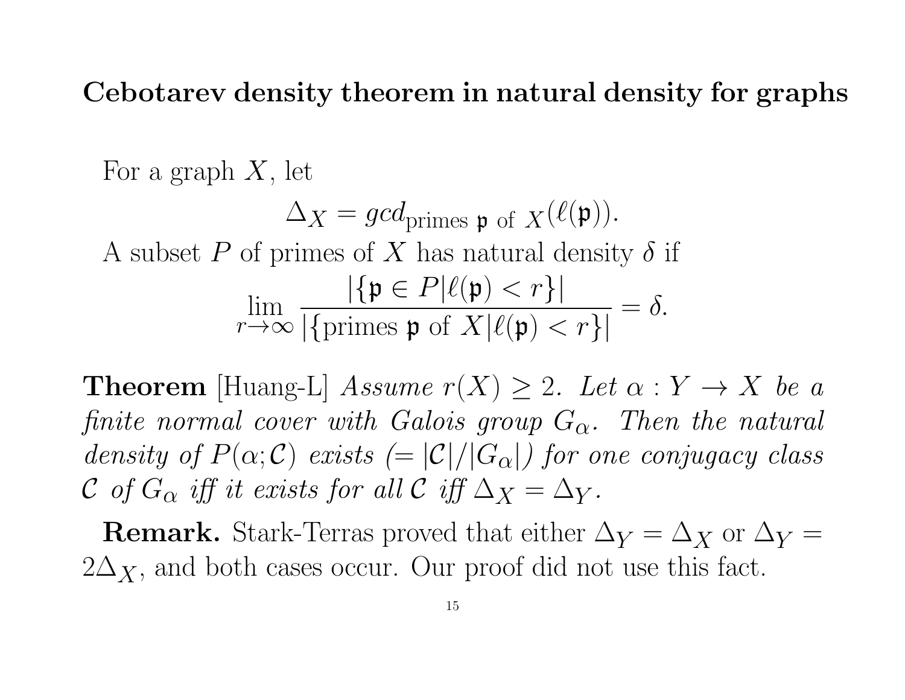## Cebotarev density theorem in natural density for graphs

For a graph $X$, let

$$\Delta_X = gcd_{\text{primes } \mathfrak{p} \text{ of } X}(\ell(\mathfrak{p})).$$

A subset $P$ of primes of $X$ has natural density $\delta$ if

$$\lim_{r\to\infty} \frac{|\{\mathfrak{p} \in P | \ell(\mathfrak{p}) < r\}|}{|\{\text{primes } \mathfrak{p} \text{ of } X | \ell(\mathfrak{p}) < r\}|} = \delta.$$

**Theorem** [Huang-L] *Assume $r(X) \geq 2$. Let $\alpha : Y \to X$ be a finite normal cover with Galois group $G_\alpha$. Then the natural density of $P(\alpha; \mathcal{C})$ exists ($= |\mathcal{C}|/|G_\alpha|$) for one conjugacy class $\mathcal{C}$ of $G_\alpha$ iff it exists for all $\mathcal{C}$ iff $\Delta_X = \Delta_Y$.*

**Remark.** Stark-Terras proved that either $\Delta_Y = \Delta_X$ or $\Delta_Y = 2\Delta_X$, and both cases occur. Our proof did not use this fact.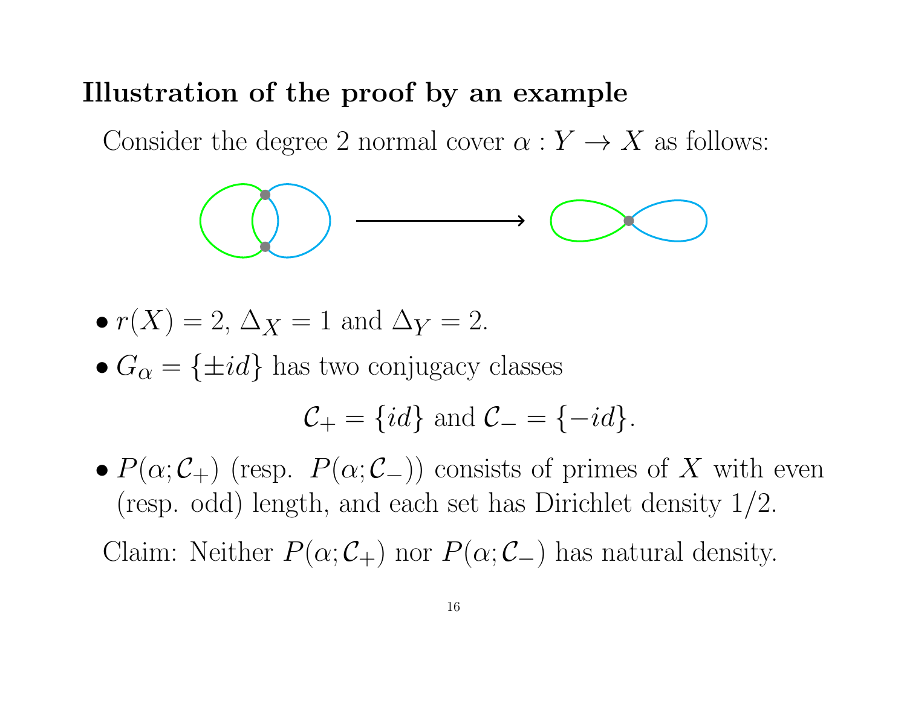## Illustration of the proof by an example

Consider the degree 2 normal cover $\alpha : Y \to X$ as follows:

- $r(X) = 2$, $\Delta_X = 1$ and $\Delta_Y = 2$.
- $G_\alpha = \{\pm id\}$ has two conjugacy classes

$$\mathcal{C}_+ = \{id\} \text{ and } \mathcal{C}_- = \{-id\}.$$

- $P(\alpha; \mathcal{C}_+)$ (resp. $P(\alpha; \mathcal{C}_-)$) consists of primes of $X$ with even (resp. odd) length, and each set has Dirichlet density $1/2$.

Claim: Neither $P(\alpha; \mathcal{C}_+)$ nor $P(\alpha; \mathcal{C}_-)$ has natural density.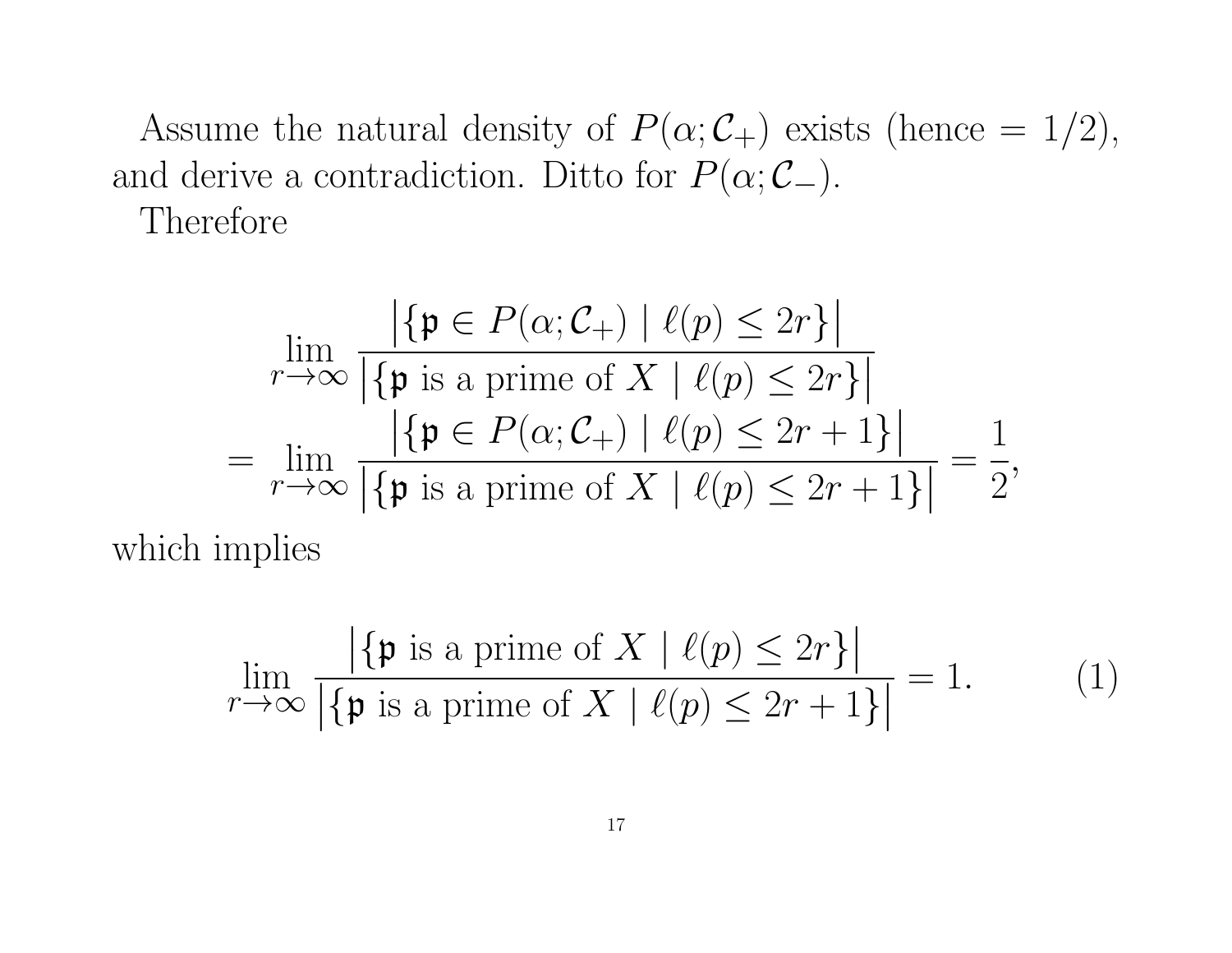Assume the natural density of $P(\alpha; \mathcal{C}_+)$ exists (hence $= 1/2$), and derive a contradiction. Ditto for $P(\alpha; \mathcal{C}_-)$.

Therefore

$$
\begin{aligned}
&\lim_{r \to \infty} \frac{\left|\{\mathfrak{p} \in P(\alpha; \mathcal{C}_+) \mid \ell(p) \leq 2r\}\right|}{\left|\{\mathfrak{p} \text{ is a prime of } X \mid \ell(p) \leq 2r\}\right|} \\
= &\lim_{r \to \infty} \frac{\left|\{\mathfrak{p} \in P(\alpha; \mathcal{C}_+) \mid \ell(p) \leq 2r+1\}\right|}{\left|\{\mathfrak{p} \text{ is a prime of } X \mid \ell(p) \leq 2r+1\}\right|} = \frac{1}{2},
\end{aligned}
$$

which implies

$$
\lim_{r \to \infty} \frac{\left|\{\mathfrak{p} \text{ is a prime of } X \mid \ell(p) \leq 2r\}\right|}{\left|\{\mathfrak{p} \text{ is a prime of } X \mid \ell(p) \leq 2r+1\}\right|} = 1. \tag{1}
$$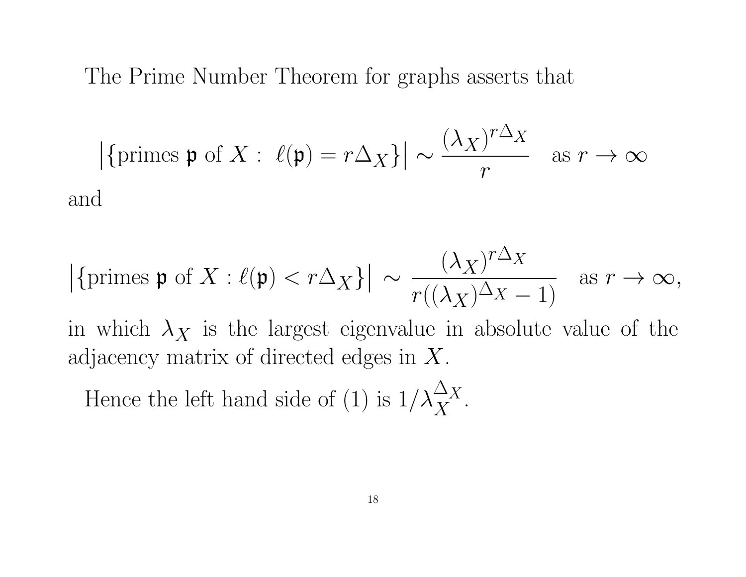The Prime Number Theorem for graphs asserts that

$$\left|\{\text{primes } \mathfrak{p} \text{ of } X: \ \ell(\mathfrak{p}) = r\Delta_X\}\right| \sim \frac{(\lambda_X)^{r\Delta_X}}{r} \quad \text{as } r \to \infty$$

and

$$\left|\{\text{primes } \mathfrak{p} \text{ of } X: \ell(\mathfrak{p}) < r\Delta_X\}\right| \sim \frac{(\lambda_X)^{r\Delta_X}}{r((\lambda_X)^{\Delta_X} - 1)} \quad \text{as } r \to \infty,$$

in which $\lambda_X$ is the largest eigenvalue in absolute value of the adjacency matrix of directed edges in $X$.

Hence the left hand side of (1) is $1/\lambda_X^{\Delta_X}$.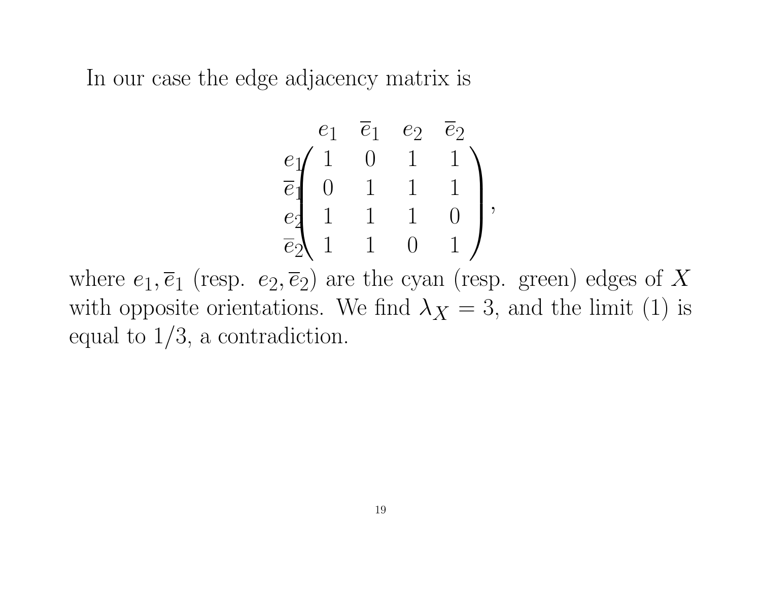In our case the edge adjacency matrix is

$$
\begin{array}{c c}
 & \begin{array}{cccc} e_1 & \overline{e}_1 & e_2 & \overline{e}_2 \end{array} \\
\begin{array}{c} e_1 \\ \overline{e}_1 \\ e_2 \\ \overline{e}_2 \end{array} & \begin{pmatrix} 1 & 0 & 1 & 1 \\ 0 & 1 & 1 & 1 \\ 1 & 1 & 1 & 0 \\ 1 & 1 & 0 & 1 \end{pmatrix}
\end{array},
$$

where $e_1, \overline{e}_1$ (resp. $e_2, \overline{e}_2$) are the cyan (resp. green) edges of $X$ with opposite orientations. We find $\lambda_X = 3$, and the limit (1) is equal to $1/3$, a contradiction.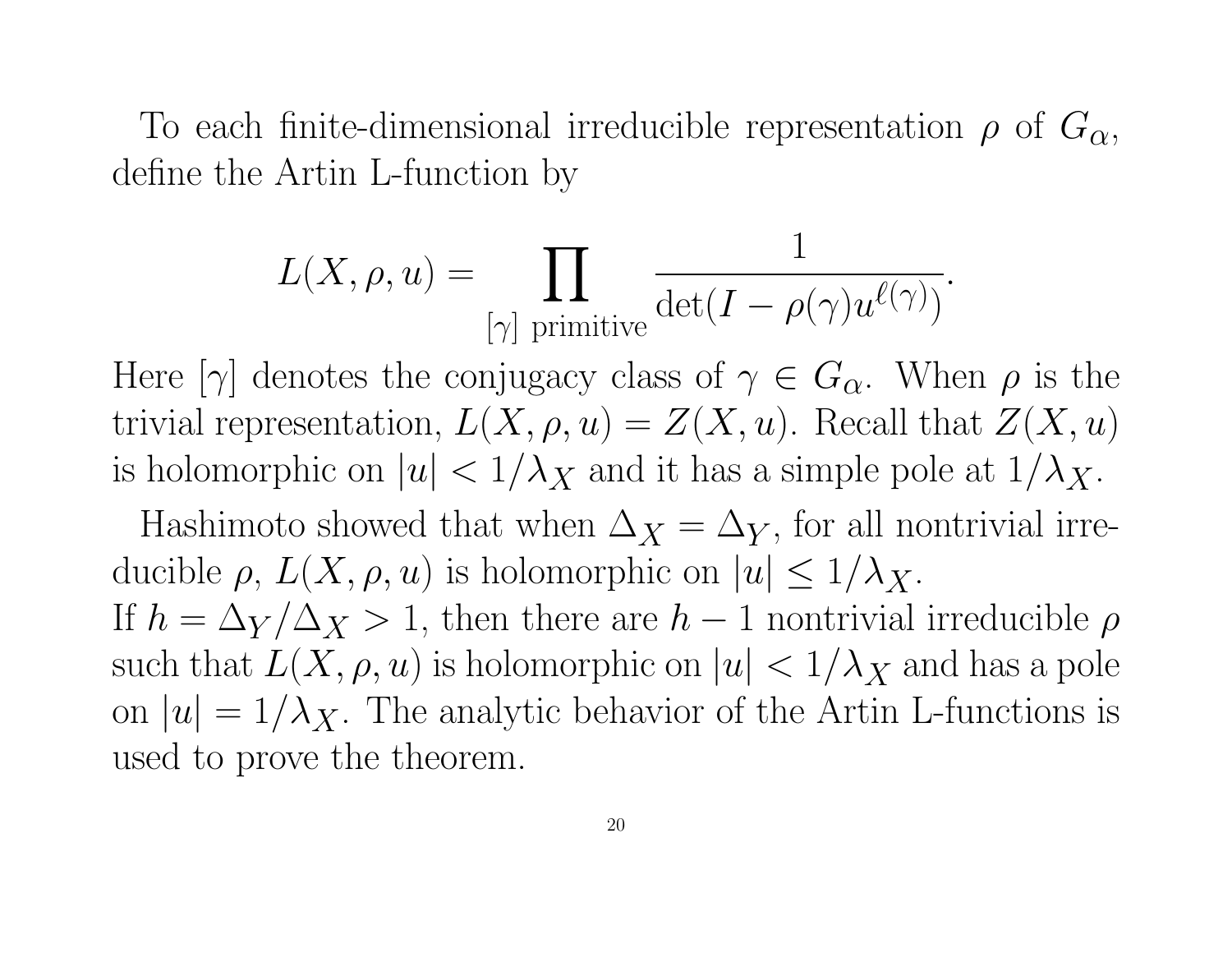To each finite-dimensional irreducible representation $\rho$ of $G_\alpha$, define the Artin L-function by

$$L(X, \rho, u) = \prod_{[\gamma] \text{ primitive}} \frac{1}{\det(I - \rho(\gamma) u^{\ell(\gamma)})}.$$

Here $[\gamma]$ denotes the conjugacy class of $\gamma \in G_\alpha$. When $\rho$ is the trivial representation, $L(X, \rho, u) = Z(X, u)$. Recall that $Z(X, u)$ is holomorphic on $|u| < 1/\lambda_X$ and it has a simple pole at $1/\lambda_X$.

Hashimoto showed that when $\Delta_X = \Delta_Y$, for all nontrivial irreducible $\rho$, $L(X, \rho, u)$ is holomorphic on $|u| \leq 1/\lambda_X$.
If $h = \Delta_Y / \Delta_X > 1$, then there are $h - 1$ nontrivial irreducible $\rho$ such that $L(X, \rho, u)$ is holomorphic on $|u| < 1/\lambda_X$ and has a pole on $|u| = 1/\lambda_X$. The analytic behavior of the Artin L-functions is used to prove the theorem.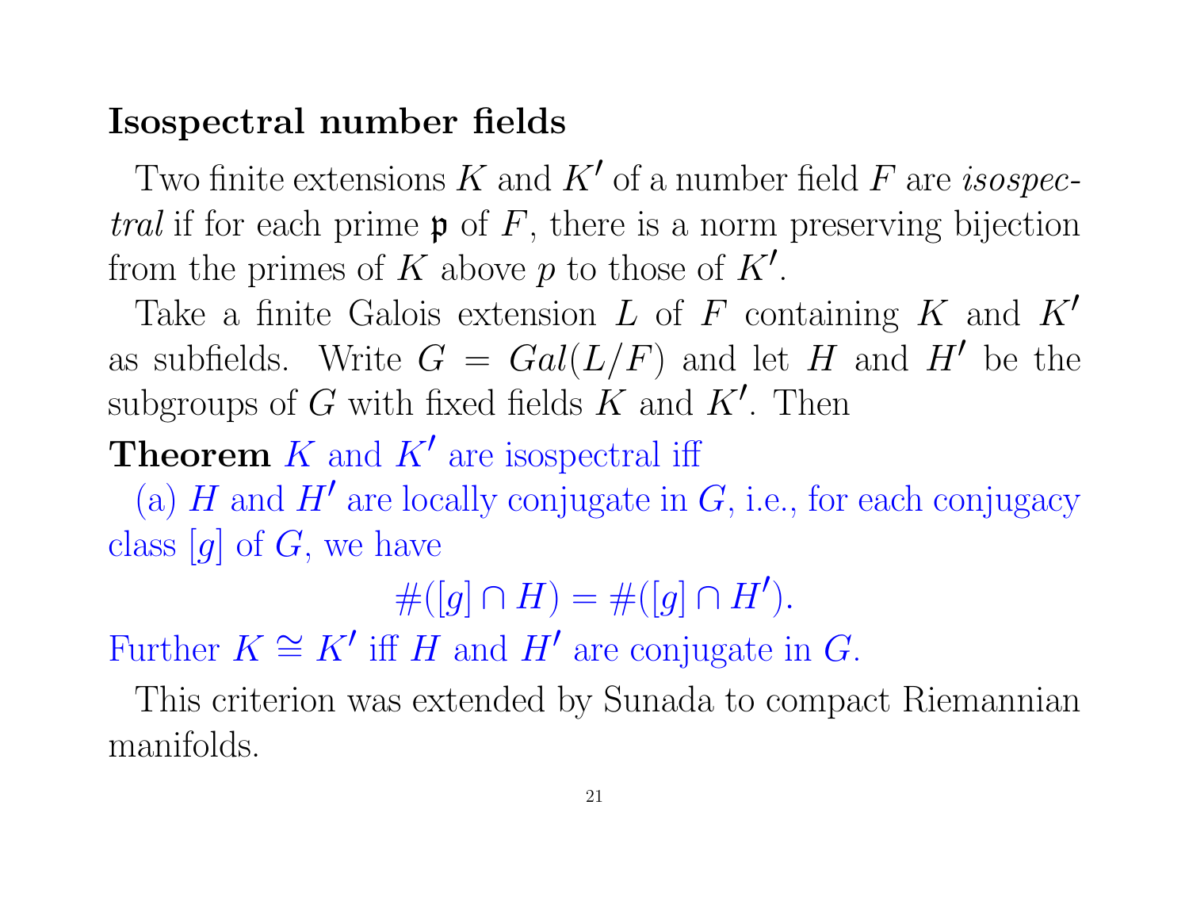## Isospectral number fields

Two finite extensions $K$ and $K'$ of a number field $F$ are *isospectral* if for each prime $\mathfrak{p}$ of $F$, there is a norm preserving bijection from the primes of $K$ above $p$ to those of $K'$.

Take a finite Galois extension $L$ of $F$ containing $K$ and $K'$ as subfields. Write $G = Gal(L/F)$ and let $H$ and $H'$ be the subgroups of $G$ with fixed fields $K$ and $K'$. Then

**Theorem** $K$ and $K'$ are isospectral iff

(a) $H$ and $H'$ are locally conjugate in $G$, i.e., for each conjugacy class $[g]$ of $G$, we have

$$\#([g] \cap H) = \#([g] \cap H').$$

Further $K \cong K'$ iff $H$ and $H'$ are conjugate in $G$.

This criterion was extended by Sunada to compact Riemannian manifolds.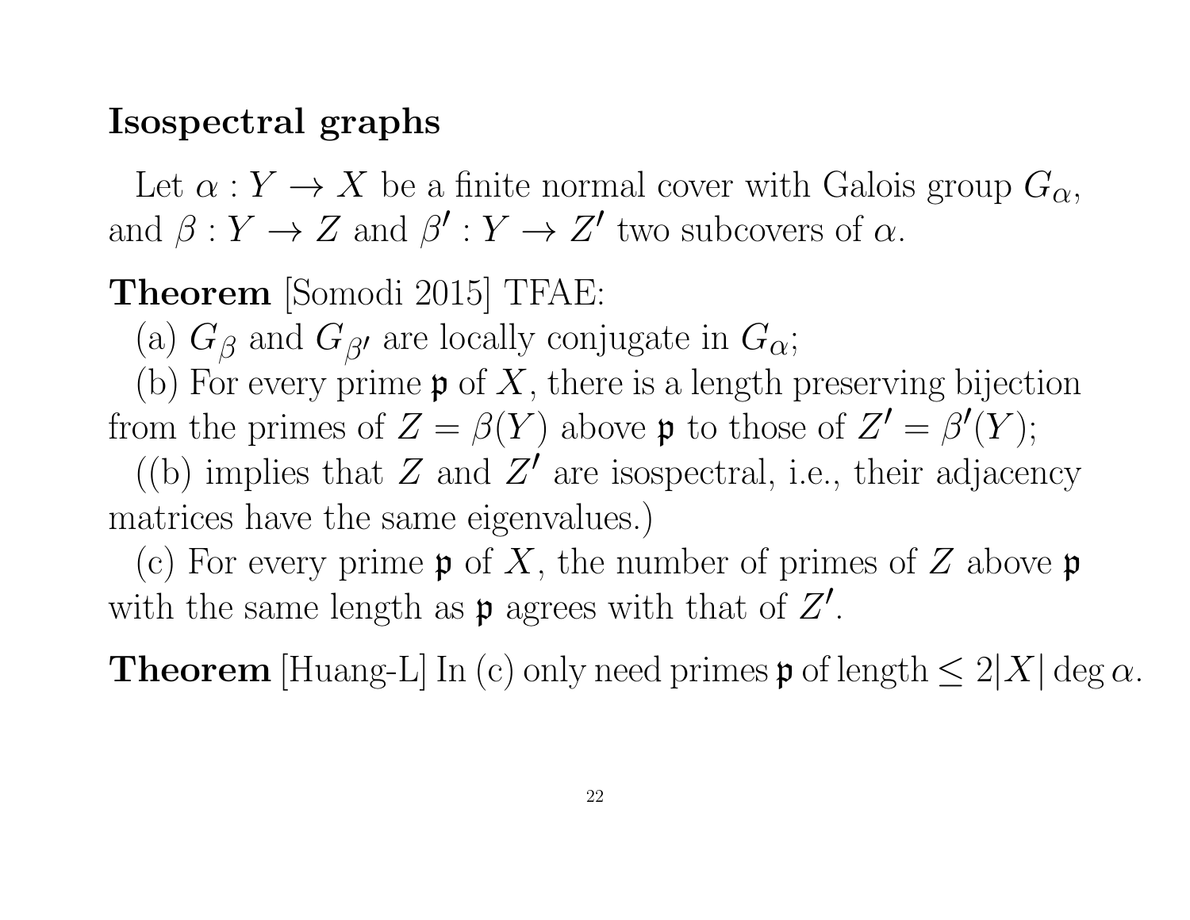## Isospectral graphs

Let $\alpha : Y \to X$ be a finite normal cover with Galois group $G_\alpha$, and $\beta : Y \to Z$ and $\beta' : Y \to Z'$ two subcovers of $\alpha$.

**Theorem** [Somodi 2015] TFAE:

(a) $G_\beta$ and $G_{\beta'}$ are locally conjugate in $G_\alpha$;

(b) For every prime $\mathfrak{p}$ of $X$, there is a length preserving bijection from the primes of $Z = \beta(Y)$ above $\mathfrak{p}$ to those of $Z' = \beta'(Y)$;

((b) implies that $Z$ and $Z'$ are isospectral, i.e., their adjacency matrices have the same eigenvalues.)

(c) For every prime $\mathfrak{p}$ of $X$, the number of primes of $Z$ above $\mathfrak{p}$ with the same length as $\mathfrak{p}$ agrees with that of $Z'$.

**Theorem** [Huang-L] In (c) only need primes $\mathfrak{p}$ of length $\leq 2|X| \deg \alpha$.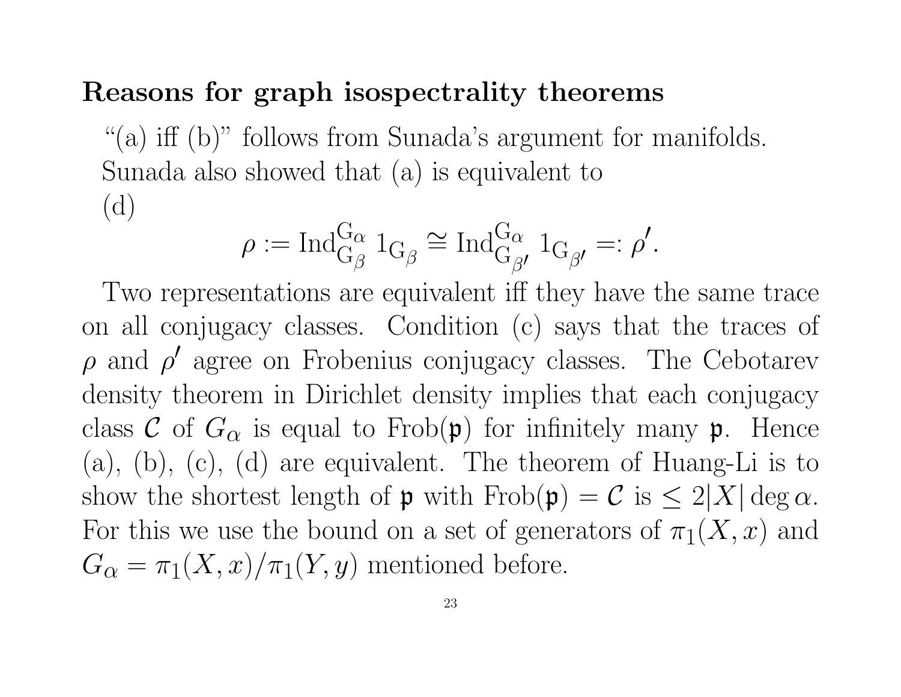## Reasons for graph isospectrality theorems

"(a) iff (b)" follows from Sunada's argument for manifolds. Sunada also showed that (a) is equivalent to

(d)

$$\rho := \mathrm{Ind}_{\mathrm{G}_\beta}^{\mathrm{G}_\alpha} 1_{\mathrm{G}_\beta} \cong \mathrm{Ind}_{\mathrm{G}_{\beta'}}^{\mathrm{G}_\alpha} 1_{\mathrm{G}_{\beta'}} =: \rho'.$$

Two representations are equivalent iff they have the same trace on all conjugacy classes. Condition (c) says that the traces of $\rho$ and $\rho'$ agree on Frobenius conjugacy classes. The Cebotarev density theorem in Dirichlet density implies that each conjugacy class $\mathcal{C}$ of $G_\alpha$ is equal to $\mathrm{Frob}(\mathfrak{p})$ for infinitely many $\mathfrak{p}$. Hence (a), (b), (c), (d) are equivalent. The theorem of Huang-Li is to show the shortest length of $\mathfrak{p}$ with $\mathrm{Frob}(\mathfrak{p}) = \mathcal{C}$ is $\leq 2|X| \deg \alpha$. For this we use the bound on a set of generators of $\pi_1(X, x)$ and $G_\alpha = \pi_1(X, x)/\pi_1(Y, y)$ mentioned before.